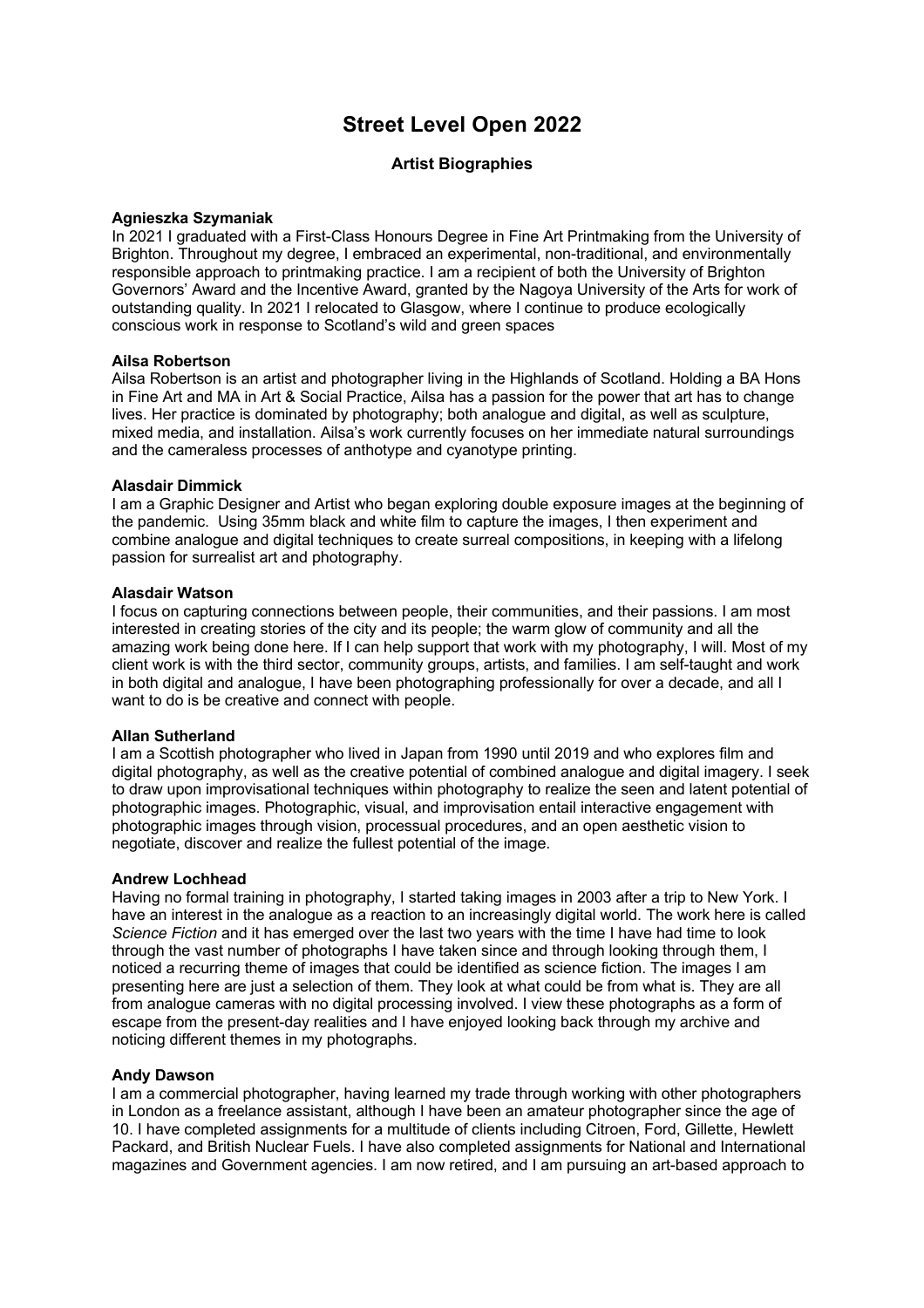# Street Level Open 2022

## Artist Biographies

**Agnieszka Szymaniak**
In 2021 I graduated with a First-Class Honours Degree in Fine Art Printmaking from the University of Brighton. Throughout my degree, I embraced an experimental, non-traditional, and environmentally responsible approach to printmaking practice. I am a recipient of both the University of Brighton Governors' Award and the Incentive Award, granted by the Nagoya University of the Arts for work of outstanding quality. In 2021 I relocated to Glasgow, where I continue to produce ecologically conscious work in response to Scotland's wild and green spaces

**Ailsa Robertson**
Ailsa Robertson is an artist and photographer living in the Highlands of Scotland. Holding a BA Hons in Fine Art and MA in Art & Social Practice, Ailsa has a passion for the power that art has to change lives. Her practice is dominated by photography; both analogue and digital, as well as sculpture, mixed media, and installation. Ailsa's work currently focuses on her immediate natural surroundings and the cameraless processes of anthotype and cyanotype printing.

**Alasdair Dimmick**
I am a Graphic Designer and Artist who began exploring double exposure images at the beginning of the pandemic. Using 35mm black and white film to capture the images, I then experiment and combine analogue and digital techniques to create surreal compositions, in keeping with a lifelong passion for surrealist art and photography.

**Alasdair Watson**
I focus on capturing connections between people, their communities, and their passions. I am most interested in creating stories of the city and its people; the warm glow of community and all the amazing work being done here. If I can help support that work with my photography, I will. Most of my client work is with the third sector, community groups, artists, and families. I am self-taught and work in both digital and analogue, I have been photographing professionally for over a decade, and all I want to do is be creative and connect with people.

**Allan Sutherland**
I am a Scottish photographer who lived in Japan from 1990 until 2019 and who explores film and digital photography, as well as the creative potential of combined analogue and digital imagery. I seek to draw upon improvisational techniques within photography to realize the seen and latent potential of photographic images. Photographic, visual, and improvisation entail interactive engagement with photographic images through vision, processual procedures, and an open aesthetic vision to negotiate, discover and realize the fullest potential of the image.

**Andrew Lochhead**
Having no formal training in photography, I started taking images in 2003 after a trip to New York. I have an interest in the analogue as a reaction to an increasingly digital world. The work here is called *Science Fiction* and it has emerged over the last two years with the time I have had time to look through the vast number of photographs I have taken since and through looking through them, I noticed a recurring theme of images that could be identified as science fiction. The images I am presenting here are just a selection of them. They look at what could be from what is. They are all from analogue cameras with no digital processing involved. I view these photographs as a form of escape from the present-day realities and I have enjoyed looking back through my archive and noticing different themes in my photographs.

**Andy Dawson**
I am a commercial photographer, having learned my trade through working with other photographers in London as a freelance assistant, although I have been an amateur photographer since the age of 10. I have completed assignments for a multitude of clients including Citroen, Ford, Gillette, Hewlett Packard, and British Nuclear Fuels. I have also completed assignments for National and International magazines and Government agencies. I am now retired, and I am pursuing an art-based approach to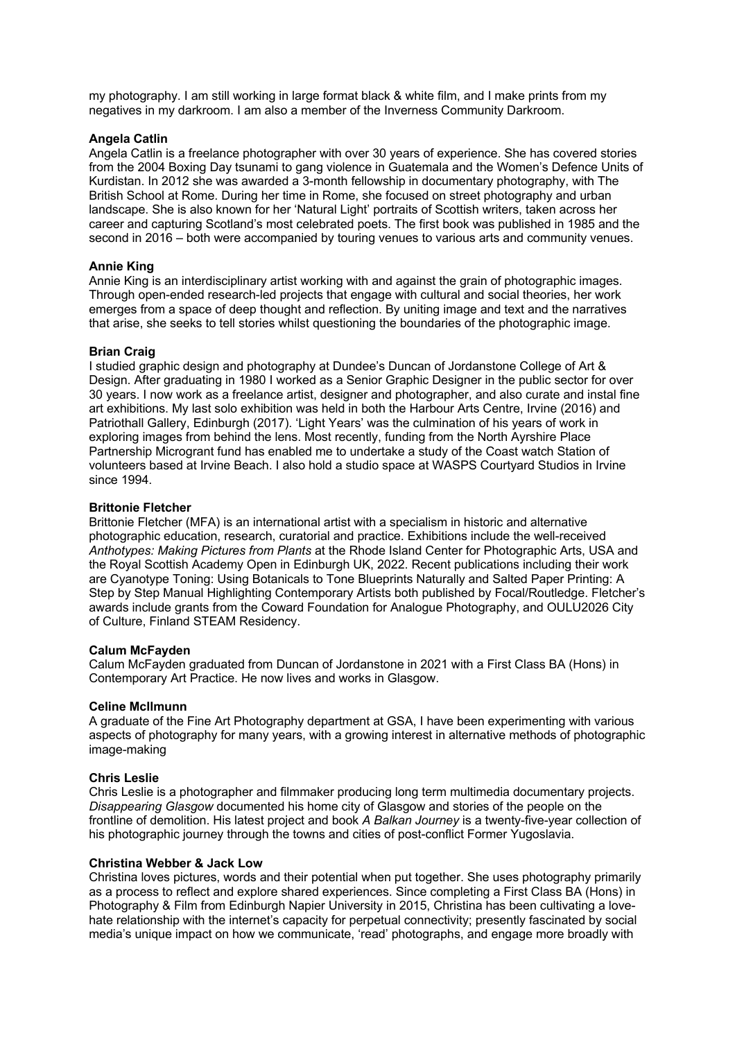my photography. I am still working in large format black & white film, and I make prints from my negatives in my darkroom. I am also a member of the Inverness Community Darkroom.

**Angela Catlin**

Angela Catlin is a freelance photographer with over 30 years of experience. She has covered stories from the 2004 Boxing Day tsunami to gang violence in Guatemala and the Women's Defence Units of Kurdistan. In 2012 she was awarded a 3-month fellowship in documentary photography, with The British School at Rome. During her time in Rome, she focused on street photography and urban landscape. She is also known for her 'Natural Light' portraits of Scottish writers, taken across her career and capturing Scotland's most celebrated poets. The first book was published in 1985 and the second in 2016 – both were accompanied by touring venues to various arts and community venues.

**Annie King**

Annie King is an interdisciplinary artist working with and against the grain of photographic images. Through open-ended research-led projects that engage with cultural and social theories, her work emerges from a space of deep thought and reflection. By uniting image and text and the narratives that arise, she seeks to tell stories whilst questioning the boundaries of the photographic image.

**Brian Craig**

I studied graphic design and photography at Dundee's Duncan of Jordanstone College of Art & Design. After graduating in 1980 I worked as a Senior Graphic Designer in the public sector for over 30 years. I now work as a freelance artist, designer and photographer, and also curate and instal fine art exhibitions. My last solo exhibition was held in both the Harbour Arts Centre, Irvine (2016) and Patriothall Gallery, Edinburgh (2017). 'Light Years' was the culmination of his years of work in exploring images from behind the lens. Most recently, funding from the North Ayrshire Place Partnership Microgrant fund has enabled me to undertake a study of the Coast watch Station of volunteers based at Irvine Beach. I also hold a studio space at WASPS Courtyard Studios in Irvine since 1994.

**Brittonie Fletcher**

Brittonie Fletcher (MFA) is an international artist with a specialism in historic and alternative photographic education, research, curatorial and practice. Exhibitions include the well-received *Anthotypes: Making Pictures from Plants* at the Rhode Island Center for Photographic Arts, USA and the Royal Scottish Academy Open in Edinburgh UK, 2022. Recent publications including their work are Cyanotype Toning: Using Botanicals to Tone Blueprints Naturally and Salted Paper Printing: A Step by Step Manual Highlighting Contemporary Artists both published by Focal/Routledge. Fletcher's awards include grants from the Coward Foundation for Analogue Photography, and OULU2026 City of Culture, Finland STEAM Residency.

**Calum McFayden**

Calum McFayden graduated from Duncan of Jordanstone in 2021 with a First Class BA (Hons) in Contemporary Art Practice. He now lives and works in Glasgow.

**Celine McIlmunn**

A graduate of the Fine Art Photography department at GSA, I have been experimenting with various aspects of photography for many years, with a growing interest in alternative methods of photographic image-making

**Chris Leslie**

Chris Leslie is a photographer and filmmaker producing long term multimedia documentary projects. *Disappearing Glasgow* documented his home city of Glasgow and stories of the people on the frontline of demolition. His latest project and book *A Balkan Journey* is a twenty-five-year collection of his photographic journey through the towns and cities of post-conflict Former Yugoslavia.

**Christina Webber & Jack Low**

Christina loves pictures, words and their potential when put together. She uses photography primarily as a process to reflect and explore shared experiences. Since completing a First Class BA (Hons) in Photography & Film from Edinburgh Napier University in 2015, Christina has been cultivating a love-hate relationship with the internet's capacity for perpetual connectivity; presently fascinated by social media's unique impact on how we communicate, 'read' photographs, and engage more broadly with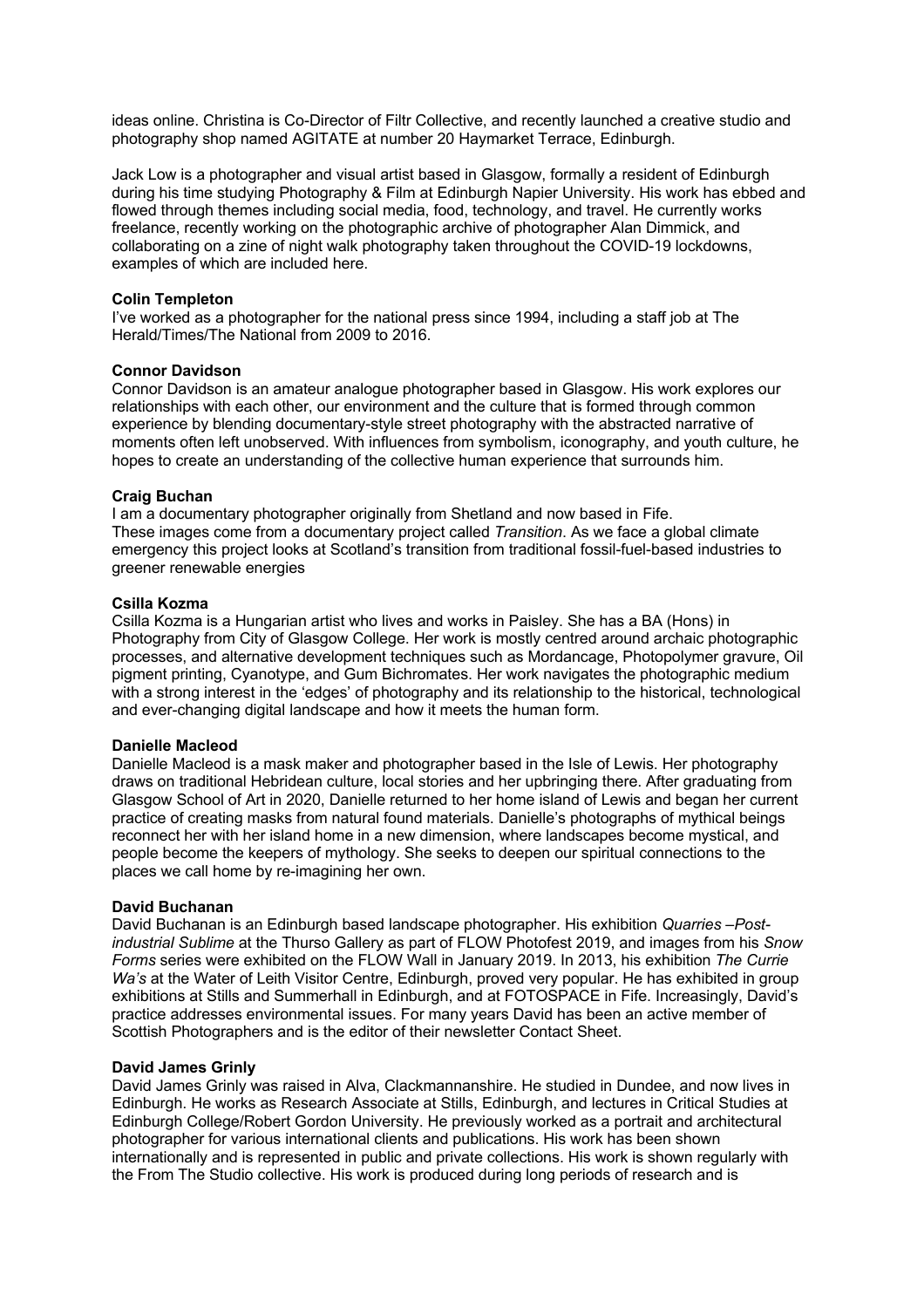ideas online. Christina is Co-Director of Filtr Collective, and recently launched a creative studio and photography shop named AGITATE at number 20 Haymarket Terrace, Edinburgh.

Jack Low is a photographer and visual artist based in Glasgow, formally a resident of Edinburgh during his time studying Photography & Film at Edinburgh Napier University. His work has ebbed and flowed through themes including social media, food, technology, and travel. He currently works freelance, recently working on the photographic archive of photographer Alan Dimmick, and collaborating on a zine of night walk photography taken throughout the COVID-19 lockdowns, examples of which are included here.

**Colin Templeton**
I've worked as a photographer for the national press since 1994, including a staff job at The Herald/Times/The National from 2009 to 2016.

**Connor Davidson**
Connor Davidson is an amateur analogue photographer based in Glasgow. His work explores our relationships with each other, our environment and the culture that is formed through common experience by blending documentary-style street photography with the abstracted narrative of moments often left unobserved. With influences from symbolism, iconography, and youth culture, he hopes to create an understanding of the collective human experience that surrounds him.

**Craig Buchan**
I am a documentary photographer originally from Shetland and now based in Fife.
These images come from a documentary project called *Transition*. As we face a global climate emergency this project looks at Scotland's transition from traditional fossil-fuel-based industries to greener renewable energies

**Csilla Kozma**
Csilla Kozma is a Hungarian artist who lives and works in Paisley. She has a BA (Hons) in Photography from City of Glasgow College. Her work is mostly centred around archaic photographic processes, and alternative development techniques such as Mordancage, Photopolymer gravure, Oil pigment printing, Cyanotype, and Gum Bichromates. Her work navigates the photographic medium with a strong interest in the 'edges' of photography and its relationship to the historical, technological and ever-changing digital landscape and how it meets the human form.

**Danielle Macleod**
Danielle Macleod is a mask maker and photographer based in the Isle of Lewis. Her photography draws on traditional Hebridean culture, local stories and her upbringing there. After graduating from Glasgow School of Art in 2020, Danielle returned to her home island of Lewis and began her current practice of creating masks from natural found materials. Danielle's photographs of mythical beings reconnect her with her island home in a new dimension, where landscapes become mystical, and people become the keepers of mythology. She seeks to deepen our spiritual connections to the places we call home by re-imagining her own.

**David Buchanan**
David Buchanan is an Edinburgh based landscape photographer. His exhibition *Quarries –Post-industrial Sublime* at the Thurso Gallery as part of FLOW Photofest 2019, and images from his *Snow Forms* series were exhibited on the FLOW Wall in January 2019. In 2013, his exhibition *The Currie Wa's* at the Water of Leith Visitor Centre, Edinburgh, proved very popular. He has exhibited in group exhibitions at Stills and Summerhall in Edinburgh, and at FOTOSPACE in Fife. Increasingly, David's practice addresses environmental issues. For many years David has been an active member of Scottish Photographers and is the editor of their newsletter Contact Sheet.

**David James Grinly**
David James Grinly was raised in Alva, Clackmannanshire. He studied in Dundee, and now lives in Edinburgh. He works as Research Associate at Stills, Edinburgh, and lectures in Critical Studies at Edinburgh College/Robert Gordon University. He previously worked as a portrait and architectural photographer for various international clients and publications. His work has been shown internationally and is represented in public and private collections. His work is shown regularly with the From The Studio collective. His work is produced during long periods of research and is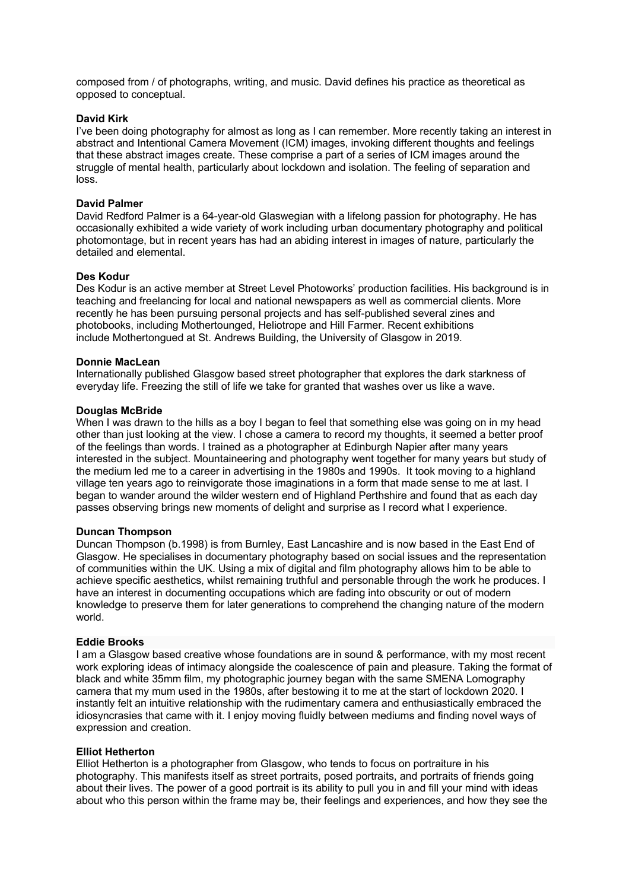composed from / of photographs, writing, and music. David defines his practice as theoretical as opposed to conceptual.

**David Kirk**
I've been doing photography for almost as long as I can remember. More recently taking an interest in abstract and Intentional Camera Movement (ICM) images, invoking different thoughts and feelings that these abstract images create. These comprise a part of a series of ICM images around the struggle of mental health, particularly about lockdown and isolation. The feeling of separation and loss.

**David Palmer**
David Redford Palmer is a 64-year-old Glaswegian with a lifelong passion for photography. He has occasionally exhibited a wide variety of work including urban documentary photography and political photomontage, but in recent years has had an abiding interest in images of nature, particularly the detailed and elemental.

**Des Kodur**
Des Kodur is an active member at Street Level Photoworks' production facilities. His background is in teaching and freelancing for local and national newspapers as well as commercial clients. More recently he has been pursuing personal projects and has self-published several zines and photobooks, including Mothertounged, Heliotrope and Hill Farmer. Recent exhibitions include Mothertongued at St. Andrews Building, the University of Glasgow in 2019.

**Donnie MacLean**
Internationally published Glasgow based street photographer that explores the dark starkness of everyday life. Freezing the still of life we take for granted that washes over us like a wave.

**Douglas McBride**
When I was drawn to the hills as a boy I began to feel that something else was going on in my head other than just looking at the view. I chose a camera to record my thoughts, it seemed a better proof of the feelings than words. I trained as a photographer at Edinburgh Napier after many years interested in the subject. Mountaineering and photography went together for many years but study of the medium led me to a career in advertising in the 1980s and 1990s. It took moving to a highland village ten years ago to reinvigorate those imaginations in a form that made sense to me at last. I began to wander around the wilder western end of Highland Perthshire and found that as each day passes observing brings new moments of delight and surprise as I record what I experience.

**Duncan Thompson**
Duncan Thompson (b.1998) is from Burnley, East Lancashire and is now based in the East End of Glasgow. He specialises in documentary photography based on social issues and the representation of communities within the UK. Using a mix of digital and film photography allows him to be able to achieve specific aesthetics, whilst remaining truthful and personable through the work he produces. I have an interest in documenting occupations which are fading into obscurity or out of modern knowledge to preserve them for later generations to comprehend the changing nature of the modern world.

**Eddie Brooks**
I am a Glasgow based creative whose foundations are in sound & performance, with my most recent work exploring ideas of intimacy alongside the coalescence of pain and pleasure. Taking the format of black and white 35mm film, my photographic journey began with the same SMENA Lomography camera that my mum used in the 1980s, after bestowing it to me at the start of lockdown 2020. I instantly felt an intuitive relationship with the rudimentary camera and enthusiastically embraced the idiosyncrasies that came with it. I enjoy moving fluidly between mediums and finding novel ways of expression and creation.

**Elliot Hetherton**
Elliot Hetherton is a photographer from Glasgow, who tends to focus on portraiture in his photography. This manifests itself as street portraits, posed portraits, and portraits of friends going about their lives. The power of a good portrait is its ability to pull you in and fill your mind with ideas about who this person within the frame may be, their feelings and experiences, and how they see the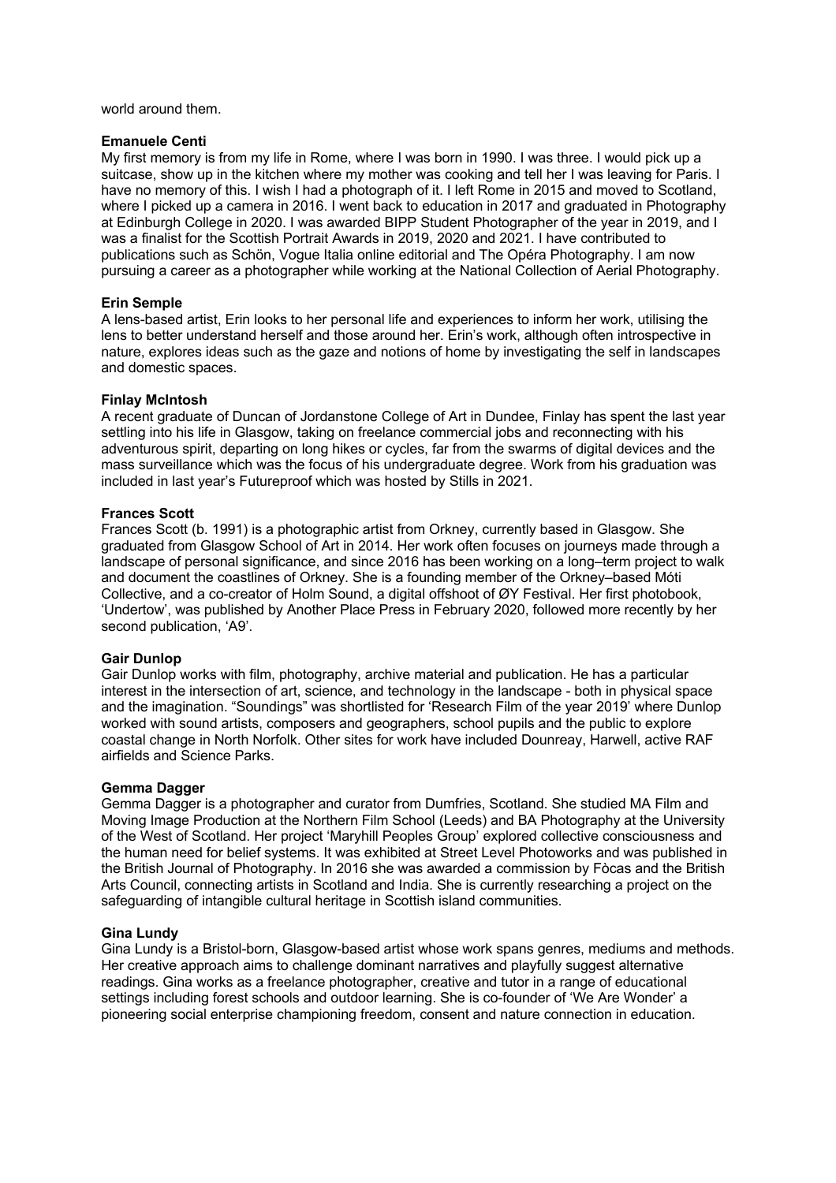world around them.

**Emanuele Centi**

My first memory is from my life in Rome, where I was born in 1990. I was three. I would pick up a suitcase, show up in the kitchen where my mother was cooking and tell her I was leaving for Paris. I have no memory of this. I wish I had a photograph of it. I left Rome in 2015 and moved to Scotland, where I picked up a camera in 2016. I went back to education in 2017 and graduated in Photography at Edinburgh College in 2020. I was awarded BIPP Student Photographer of the year in 2019, and I was a finalist for the Scottish Portrait Awards in 2019, 2020 and 2021. I have contributed to publications such as Schön, Vogue Italia online editorial and The Opéra Photography. I am now pursuing a career as a photographer while working at the National Collection of Aerial Photography.

**Erin Semple**

A lens-based artist, Erin looks to her personal life and experiences to inform her work, utilising the lens to better understand herself and those around her. Erin's work, although often introspective in nature, explores ideas such as the gaze and notions of home by investigating the self in landscapes and domestic spaces.

**Finlay McIntosh**

A recent graduate of Duncan of Jordanstone College of Art in Dundee, Finlay has spent the last year settling into his life in Glasgow, taking on freelance commercial jobs and reconnecting with his adventurous spirit, departing on long hikes or cycles, far from the swarms of digital devices and the mass surveillance which was the focus of his undergraduate degree. Work from his graduation was included in last year's Futureproof which was hosted by Stills in 2021.

**Frances Scott**

Frances Scott (b. 1991) is a photographic artist from Orkney, currently based in Glasgow. She graduated from Glasgow School of Art in 2014. Her work often focuses on journeys made through a landscape of personal significance, and since 2016 has been working on a long–term project to walk and document the coastlines of Orkney. She is a founding member of the Orkney–based Móti Collective, and a co-creator of Holm Sound, a digital offshoot of ØY Festival. Her first photobook, 'Undertow', was published by Another Place Press in February 2020, followed more recently by her second publication, 'A9'.

**Gair Dunlop**

Gair Dunlop works with film, photography, archive material and publication. He has a particular interest in the intersection of art, science, and technology in the landscape - both in physical space and the imagination. "Soundings" was shortlisted for 'Research Film of the year 2019' where Dunlop worked with sound artists, composers and geographers, school pupils and the public to explore coastal change in North Norfolk. Other sites for work have included Dounreay, Harwell, active RAF airfields and Science Parks.

**Gemma Dagger**

Gemma Dagger is a photographer and curator from Dumfries, Scotland. She studied MA Film and Moving Image Production at the Northern Film School (Leeds) and BA Photography at the University of the West of Scotland. Her project 'Maryhill Peoples Group' explored collective consciousness and the human need for belief systems. It was exhibited at Street Level Photoworks and was published in the British Journal of Photography. In 2016 she was awarded a commission by Fòcas and the British Arts Council, connecting artists in Scotland and India. She is currently researching a project on the safeguarding of intangible cultural heritage in Scottish island communities.

**Gina Lundy**

Gina Lundy is a Bristol-born, Glasgow-based artist whose work spans genres, mediums and methods. Her creative approach aims to challenge dominant narratives and playfully suggest alternative readings. Gina works as a freelance photographer, creative and tutor in a range of educational settings including forest schools and outdoor learning. She is co-founder of 'We Are Wonder' a pioneering social enterprise championing freedom, consent and nature connection in education.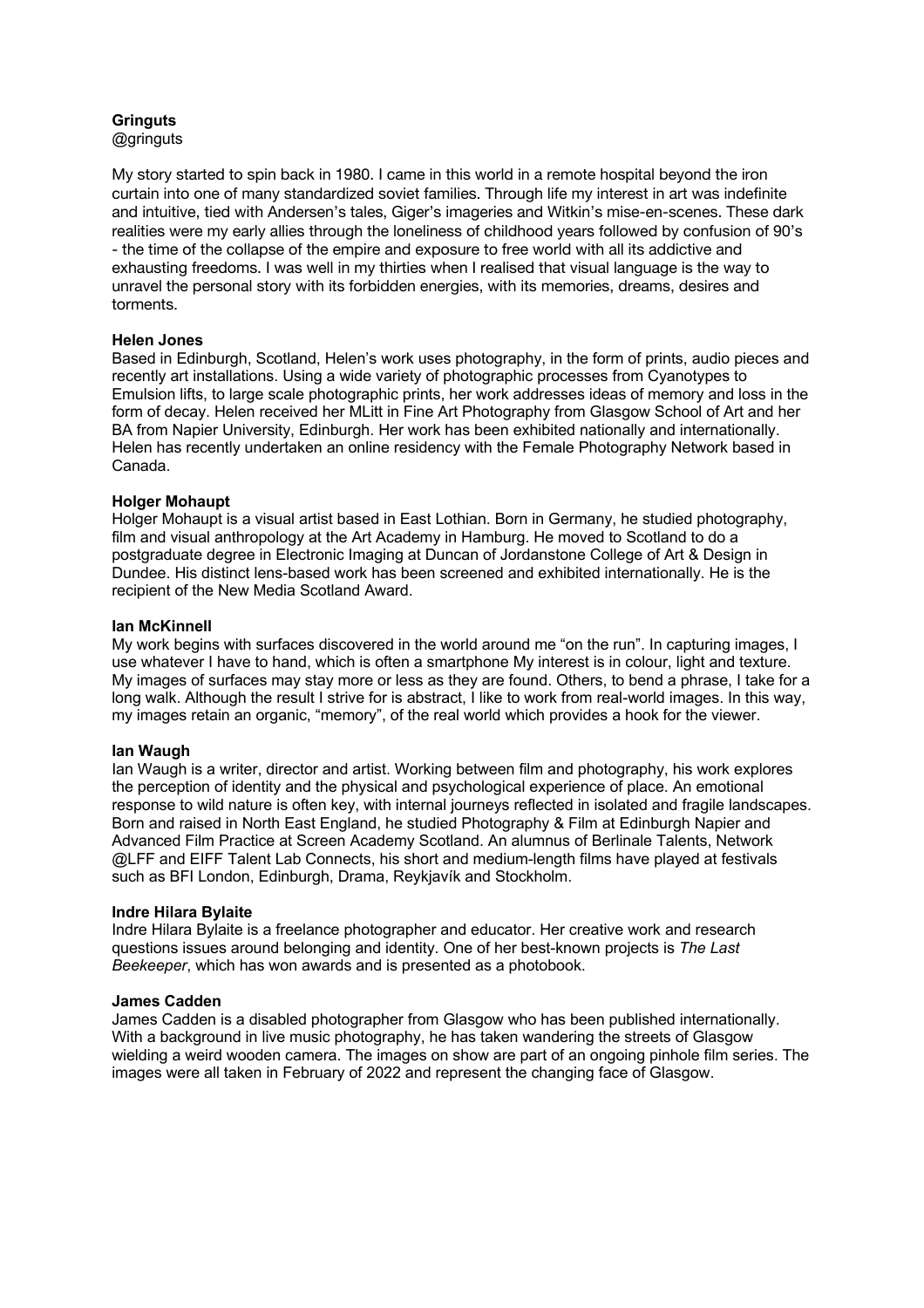**Gringuts**
@gringuts

My story started to spin back in 1980. I came in this world in a remote hospital beyond the iron curtain into one of many standardized soviet families. Through life my interest in art was indefinite and intuitive, tied with Andersen's tales, Giger's imageries and Witkin's mise-en-scenes. These dark realities were my early allies through the loneliness of childhood years followed by confusion of 90's - the time of the collapse of the empire and exposure to free world with all its addictive and exhausting freedoms. I was well in my thirties when I realised that visual language is the way to unravel the personal story with its forbidden energies, with its memories, dreams, desires and torments.

**Helen Jones**

Based in Edinburgh, Scotland, Helen's work uses photography, in the form of prints, audio pieces and recently art installations. Using a wide variety of photographic processes from Cyanotypes to Emulsion lifts, to large scale photographic prints, her work addresses ideas of memory and loss in the form of decay. Helen received her MLitt in Fine Art Photography from Glasgow School of Art and her BA from Napier University, Edinburgh. Her work has been exhibited nationally and internationally. Helen has recently undertaken an online residency with the Female Photography Network based in Canada.

**Holger Mohaupt**

Holger Mohaupt is a visual artist based in East Lothian. Born in Germany, he studied photography, film and visual anthropology at the Art Academy in Hamburg. He moved to Scotland to do a postgraduate degree in Electronic Imaging at Duncan of Jordanstone College of Art & Design in Dundee. His distinct lens-based work has been screened and exhibited internationally. He is the recipient of the New Media Scotland Award.

**Ian McKinnell**

My work begins with surfaces discovered in the world around me "on the run". In capturing images, I use whatever I have to hand, which is often a smartphone My interest is in colour, light and texture. My images of surfaces may stay more or less as they are found. Others, to bend a phrase, I take for a long walk. Although the result I strive for is abstract, I like to work from real-world images. In this way, my images retain an organic, "memory", of the real world which provides a hook for the viewer.

**Ian Waugh**

Ian Waugh is a writer, director and artist. Working between film and photography, his work explores the perception of identity and the physical and psychological experience of place. An emotional response to wild nature is often key, with internal journeys reflected in isolated and fragile landscapes. Born and raised in North East England, he studied Photography & Film at Edinburgh Napier and Advanced Film Practice at Screen Academy Scotland. An alumnus of Berlinale Talents, Network @LFF and EIFF Talent Lab Connects, his short and medium-length films have played at festivals such as BFI London, Edinburgh, Drama, Reykjavík and Stockholm.

**Indre Hilara Bylaite**

Indre Hilara Bylaite is a freelance photographer and educator. Her creative work and research questions issues around belonging and identity. One of her best-known projects is *The Last Beekeeper*, which has won awards and is presented as a photobook.

**James Cadden**

James Cadden is a disabled photographer from Glasgow who has been published internationally. With a background in live music photography, he has taken wandering the streets of Glasgow wielding a weird wooden camera. The images on show are part of an ongoing pinhole film series. The images were all taken in February of 2022 and represent the changing face of Glasgow.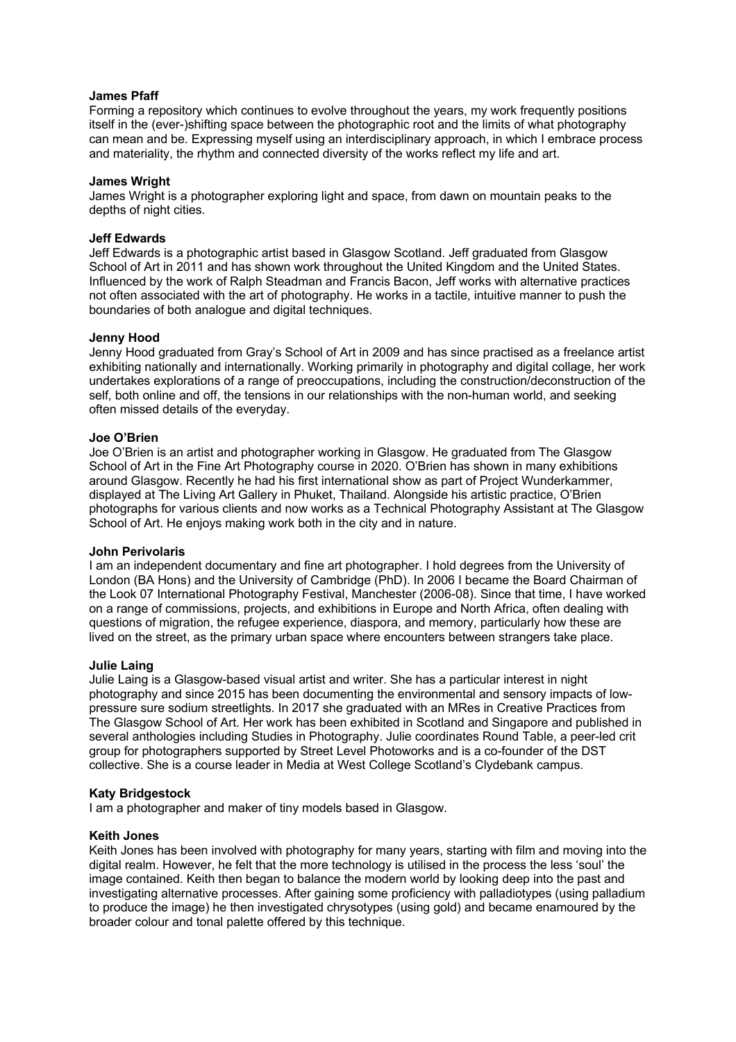**James Pfaff**

Forming a repository which continues to evolve throughout the years, my work frequently positions itself in the (ever-)shifting space between the photographic root and the limits of what photography can mean and be. Expressing myself using an interdisciplinary approach, in which I embrace process and materiality, the rhythm and connected diversity of the works reflect my life and art.

**James Wright**

James Wright is a photographer exploring light and space, from dawn on mountain peaks to the depths of night cities.

**Jeff Edwards**

Jeff Edwards is a photographic artist based in Glasgow Scotland. Jeff graduated from Glasgow School of Art in 2011 and has shown work throughout the United Kingdom and the United States. Influenced by the work of Ralph Steadman and Francis Bacon, Jeff works with alternative practices not often associated with the art of photography. He works in a tactile, intuitive manner to push the boundaries of both analogue and digital techniques.

**Jenny Hood**

Jenny Hood graduated from Gray's School of Art in 2009 and has since practised as a freelance artist exhibiting nationally and internationally. Working primarily in photography and digital collage, her work undertakes explorations of a range of preoccupations, including the construction/deconstruction of the self, both online and off, the tensions in our relationships with the non-human world, and seeking often missed details of the everyday.

**Joe O'Brien**

Joe O'Brien is an artist and photographer working in Glasgow. He graduated from The Glasgow School of Art in the Fine Art Photography course in 2020. O'Brien has shown in many exhibitions around Glasgow. Recently he had his first international show as part of Project Wunderkammer, displayed at The Living Art Gallery in Phuket, Thailand. Alongside his artistic practice, O'Brien photographs for various clients and now works as a Technical Photography Assistant at The Glasgow School of Art. He enjoys making work both in the city and in nature.

**John Perivolaris**

I am an independent documentary and fine art photographer. I hold degrees from the University of London (BA Hons) and the University of Cambridge (PhD). In 2006 I became the Board Chairman of the Look 07 International Photography Festival, Manchester (2006-08). Since that time, I have worked on a range of commissions, projects, and exhibitions in Europe and North Africa, often dealing with questions of migration, the refugee experience, diaspora, and memory, particularly how these are lived on the street, as the primary urban space where encounters between strangers take place.

**Julie Laing**

Julie Laing is a Glasgow-based visual artist and writer. She has a particular interest in night photography and since 2015 has been documenting the environmental and sensory impacts of low-pressure sure sodium streetlights. In 2017 she graduated with an MRes in Creative Practices from The Glasgow School of Art. Her work has been exhibited in Scotland and Singapore and published in several anthologies including Studies in Photography. Julie coordinates Round Table, a peer-led crit group for photographers supported by Street Level Photoworks and is a co-founder of the DST collective. She is a course leader in Media at West College Scotland's Clydebank campus.

**Katy Bridgestock**

I am a photographer and maker of tiny models based in Glasgow.

**Keith Jones**

Keith Jones has been involved with photography for many years, starting with film and moving into the digital realm. However, he felt that the more technology is utilised in the process the less 'soul' the image contained. Keith then began to balance the modern world by looking deep into the past and investigating alternative processes. After gaining some proficiency with palladiotypes (using palladium to produce the image) he then investigated chrysotypes (using gold) and became enamoured by the broader colour and tonal palette offered by this technique.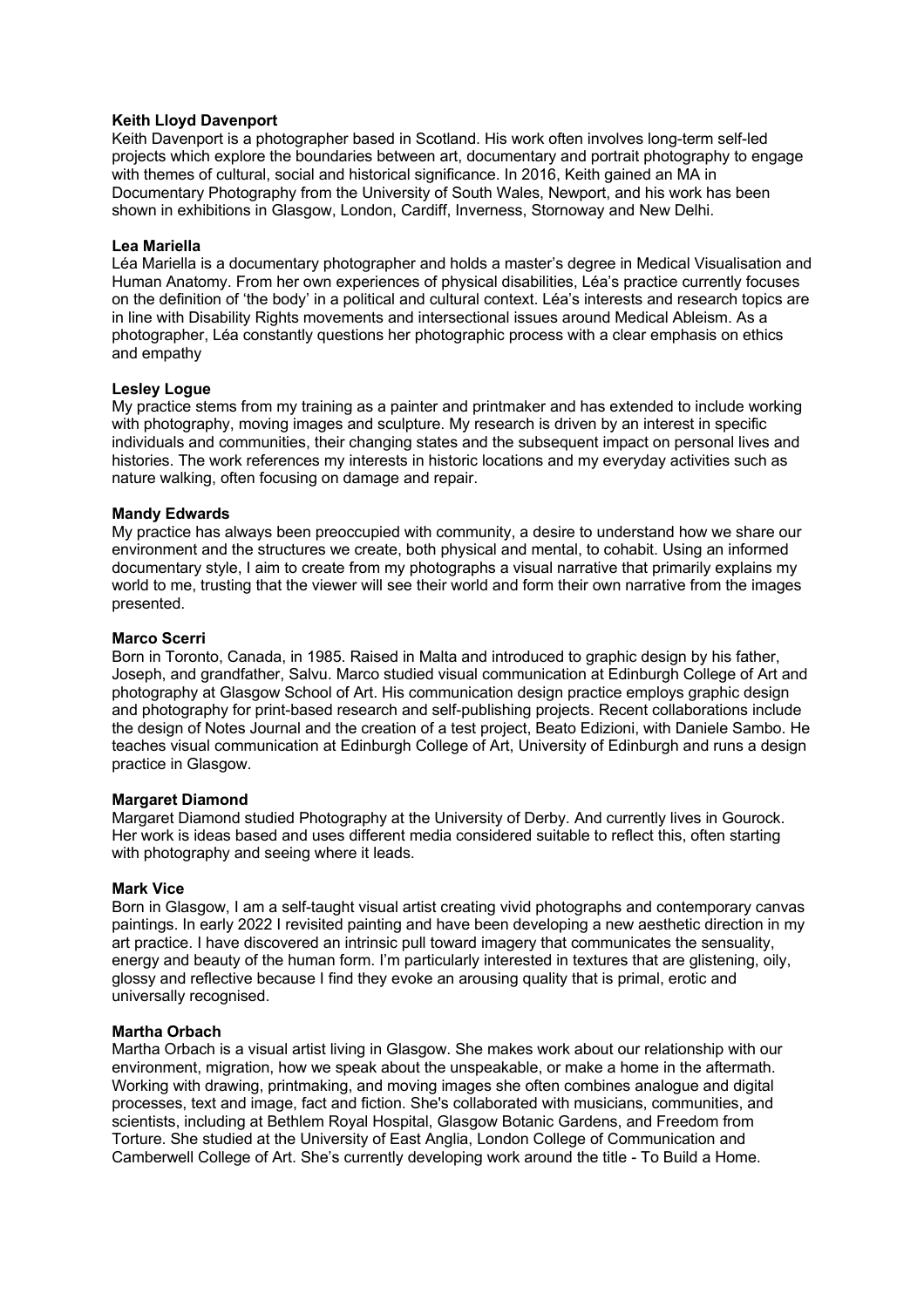**Keith Lloyd Davenport**

Keith Davenport is a photographer based in Scotland. His work often involves long-term self-led projects which explore the boundaries between art, documentary and portrait photography to engage with themes of cultural, social and historical significance. In 2016, Keith gained an MA in Documentary Photography from the University of South Wales, Newport, and his work has been shown in exhibitions in Glasgow, London, Cardiff, Inverness, Stornoway and New Delhi.

**Lea Mariella**

Léa Mariella is a documentary photographer and holds a master's degree in Medical Visualisation and Human Anatomy. From her own experiences of physical disabilities, Léa's practice currently focuses on the definition of 'the body' in a political and cultural context. Léa's interests and research topics are in line with Disability Rights movements and intersectional issues around Medical Ableism. As a photographer, Léa constantly questions her photographic process with a clear emphasis on ethics and empathy

**Lesley Logue**

My practice stems from my training as a painter and printmaker and has extended to include working with photography, moving images and sculpture. My research is driven by an interest in specific individuals and communities, their changing states and the subsequent impact on personal lives and histories. The work references my interests in historic locations and my everyday activities such as nature walking, often focusing on damage and repair.

**Mandy Edwards**

My practice has always been preoccupied with community, a desire to understand how we share our environment and the structures we create, both physical and mental, to cohabit. Using an informed documentary style, I aim to create from my photographs a visual narrative that primarily explains my world to me, trusting that the viewer will see their world and form their own narrative from the images presented.

**Marco Scerri**

Born in Toronto, Canada, in 1985. Raised in Malta and introduced to graphic design by his father, Joseph, and grandfather, Salvu. Marco studied visual communication at Edinburgh College of Art and photography at Glasgow School of Art. His communication design practice employs graphic design and photography for print-based research and self-publishing projects. Recent collaborations include the design of Notes Journal and the creation of a test project, Beato Edizioni, with Daniele Sambo. He teaches visual communication at Edinburgh College of Art, University of Edinburgh and runs a design practice in Glasgow.

**Margaret Diamond**

Margaret Diamond studied Photography at the University of Derby. And currently lives in Gourock. Her work is ideas based and uses different media considered suitable to reflect this, often starting with photography and seeing where it leads.

**Mark Vice**

Born in Glasgow, I am a self-taught visual artist creating vivid photographs and contemporary canvas paintings. In early 2022 I revisited painting and have been developing a new aesthetic direction in my art practice. I have discovered an intrinsic pull toward imagery that communicates the sensuality, energy and beauty of the human form. I'm particularly interested in textures that are glistening, oily, glossy and reflective because I find they evoke an arousing quality that is primal, erotic and universally recognised.

**Martha Orbach**

Martha Orbach is a visual artist living in Glasgow. She makes work about our relationship with our environment, migration, how we speak about the unspeakable, or make a home in the aftermath. Working with drawing, printmaking, and moving images she often combines analogue and digital processes, text and image, fact and fiction. She's collaborated with musicians, communities, and scientists, including at Bethlem Royal Hospital, Glasgow Botanic Gardens, and Freedom from Torture. She studied at the University of East Anglia, London College of Communication and Camberwell College of Art. She's currently developing work around the title - To Build a Home.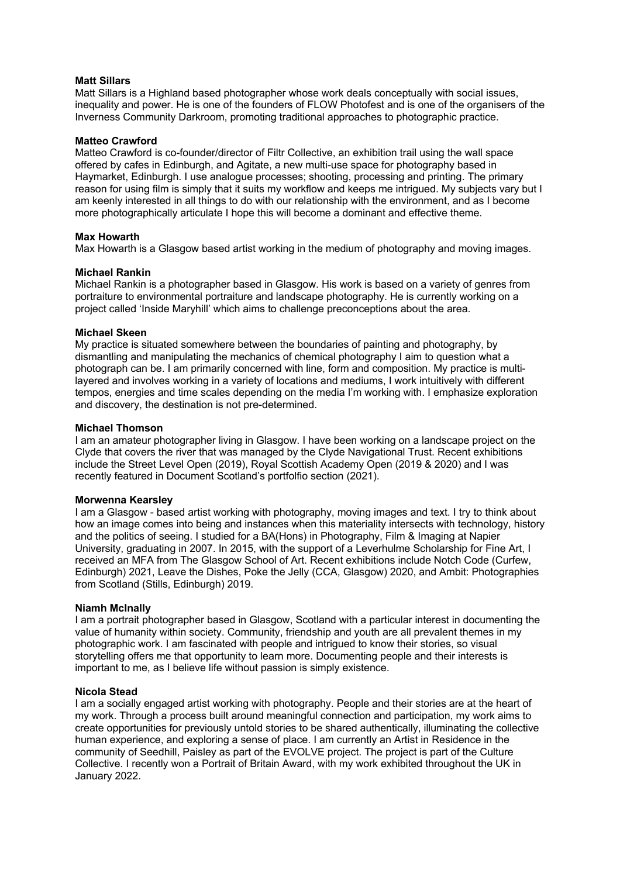**Matt Sillars**
Matt Sillars is a Highland based photographer whose work deals conceptually with social issues, inequality and power. He is one of the founders of FLOW Photofest and is one of the organisers of the Inverness Community Darkroom, promoting traditional approaches to photographic practice.

**Matteo Crawford**
Matteo Crawford is co-founder/director of Filtr Collective, an exhibition trail using the wall space offered by cafes in Edinburgh, and Agitate, a new multi-use space for photography based in Haymarket, Edinburgh. I use analogue processes; shooting, processing and printing. The primary reason for using film is simply that it suits my workflow and keeps me intrigued. My subjects vary but I am keenly interested in all things to do with our relationship with the environment, and as I become more photographically articulate I hope this will become a dominant and effective theme.

**Max Howarth**
Max Howarth is a Glasgow based artist working in the medium of photography and moving images.

**Michael Rankin**
Michael Rankin is a photographer based in Glasgow. His work is based on a variety of genres from portraiture to environmental portraiture and landscape photography. He is currently working on a project called 'Inside Maryhill' which aims to challenge preconceptions about the area.

**Michael Skeen**
My practice is situated somewhere between the boundaries of painting and photography, by dismantling and manipulating the mechanics of chemical photography I aim to question what a photograph can be. I am primarily concerned with line, form and composition. My practice is multi-layered and involves working in a variety of locations and mediums, I work intuitively with different tempos, energies and time scales depending on the media I'm working with. I emphasize exploration and discovery, the destination is not pre-determined.

**Michael Thomson**
I am an amateur photographer living in Glasgow. I have been working on a landscape project on the Clyde that covers the river that was managed by the Clyde Navigational Trust. Recent exhibitions include the Street Level Open (2019), Royal Scottish Academy Open (2019 & 2020) and I was recently featured in Document Scotland's portfolfio section (2021).

**Morwenna Kearsley**
I am a Glasgow - based artist working with photography, moving images and text. I try to think about how an image comes into being and instances when this materiality intersects with technology, history and the politics of seeing. I studied for a BA(Hons) in Photography, Film & Imaging at Napier University, graduating in 2007. In 2015, with the support of a Leverhulme Scholarship for Fine Art, I received an MFA from The Glasgow School of Art. Recent exhibitions include Notch Code (Curfew, Edinburgh) 2021, Leave the Dishes, Poke the Jelly (CCA, Glasgow) 2020, and Ambit: Photographies from Scotland (Stills, Edinburgh) 2019.

**Niamh McInally**
I am a portrait photographer based in Glasgow, Scotland with a particular interest in documenting the value of humanity within society. Community, friendship and youth are all prevalent themes in my photographic work. I am fascinated with people and intrigued to know their stories, so visual storytelling offers me that opportunity to learn more. Documenting people and their interests is important to me, as I believe life without passion is simply existence.

**Nicola Stead**
I am a socially engaged artist working with photography. People and their stories are at the heart of my work. Through a process built around meaningful connection and participation, my work aims to create opportunities for previously untold stories to be shared authentically, illuminating the collective human experience, and exploring a sense of place. I am currently an Artist in Residence in the community of Seedhill, Paisley as part of the EVOLVE project. The project is part of the Culture Collective. I recently won a Portrait of Britain Award, with my work exhibited throughout the UK in January 2022.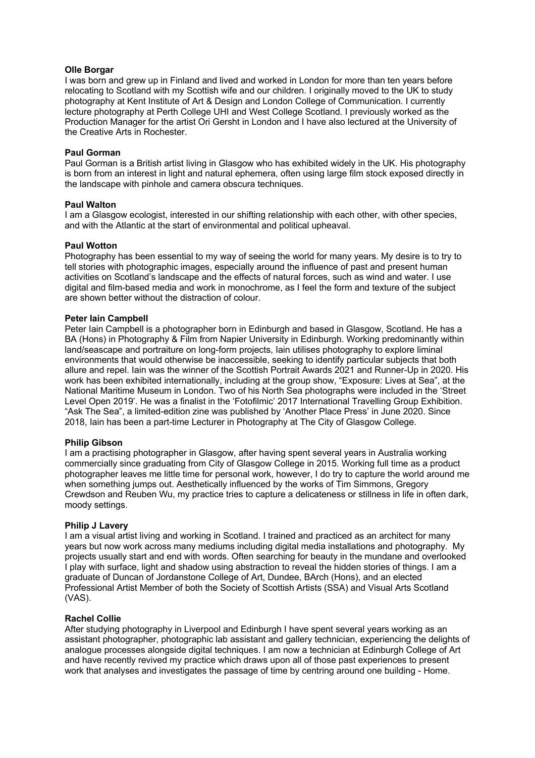**Olle Borgar**
I was born and grew up in Finland and lived and worked in London for more than ten years before relocating to Scotland with my Scottish wife and our children. I originally moved to the UK to study photography at Kent Institute of Art & Design and London College of Communication. I currently lecture photography at Perth College UHI and West College Scotland. I previously worked as the Production Manager for the artist Ori Gersht in London and I have also lectured at the University of the Creative Arts in Rochester.

**Paul Gorman**
Paul Gorman is a British artist living in Glasgow who has exhibited widely in the UK. His photography is born from an interest in light and natural ephemera, often using large film stock exposed directly in the landscape with pinhole and camera obscura techniques.

**Paul Walton**
I am a Glasgow ecologist, interested in our shifting relationship with each other, with other species, and with the Atlantic at the start of environmental and political upheaval.

**Paul Wotton**
Photography has been essential to my way of seeing the world for many years. My desire is to try to tell stories with photographic images, especially around the influence of past and present human activities on Scotland's landscape and the effects of natural forces, such as wind and water. I use digital and film-based media and work in monochrome, as I feel the form and texture of the subject are shown better without the distraction of colour.

**Peter Iain Campbell**
Peter Iain Campbell is a photographer born in Edinburgh and based in Glasgow, Scotland. He has a BA (Hons) in Photography & Film from Napier University in Edinburgh. Working predominantly within land/seascape and portraiture on long-form projects, Iain utilises photography to explore liminal environments that would otherwise be inaccessible, seeking to identify particular subjects that both allure and repel. Iain was the winner of the Scottish Portrait Awards 2021 and Runner-Up in 2020. His work has been exhibited internationally, including at the group show, "Exposure: Lives at Sea", at the National Maritime Museum in London. Two of his North Sea photographs were included in the 'Street Level Open 2019'. He was a finalist in the 'Fotofilmic' 2017 International Travelling Group Exhibition. "Ask The Sea", a limited-edition zine was published by 'Another Place Press' in June 2020. Since 2018, Iain has been a part-time Lecturer in Photography at The City of Glasgow College.

**Philip Gibson**
I am a practising photographer in Glasgow, after having spent several years in Australia working commercially since graduating from City of Glasgow College in 2015. Working full time as a product photographer leaves me little time for personal work, however, I do try to capture the world around me when something jumps out. Aesthetically influenced by the works of Tim Simmons, Gregory Crewdson and Reuben Wu, my practice tries to capture a delicateness or stillness in life in often dark, moody settings.

**Philip J Lavery**
I am a visual artist living and working in Scotland. I trained and practiced as an architect for many years but now work across many mediums including digital media installations and photography. My projects usually start and end with words. Often searching for beauty in the mundane and overlooked I play with surface, light and shadow using abstraction to reveal the hidden stories of things. I am a graduate of Duncan of Jordanstone College of Art, Dundee, BArch (Hons), and an elected Professional Artist Member of both the Society of Scottish Artists (SSA) and Visual Arts Scotland (VAS).

**Rachel Collie**
After studying photography in Liverpool and Edinburgh I have spent several years working as an assistant photographer, photographic lab assistant and gallery technician, experiencing the delights of analogue processes alongside digital techniques. I am now a technician at Edinburgh College of Art and have recently revived my practice which draws upon all of those past experiences to present work that analyses and investigates the passage of time by centring around one building - Home.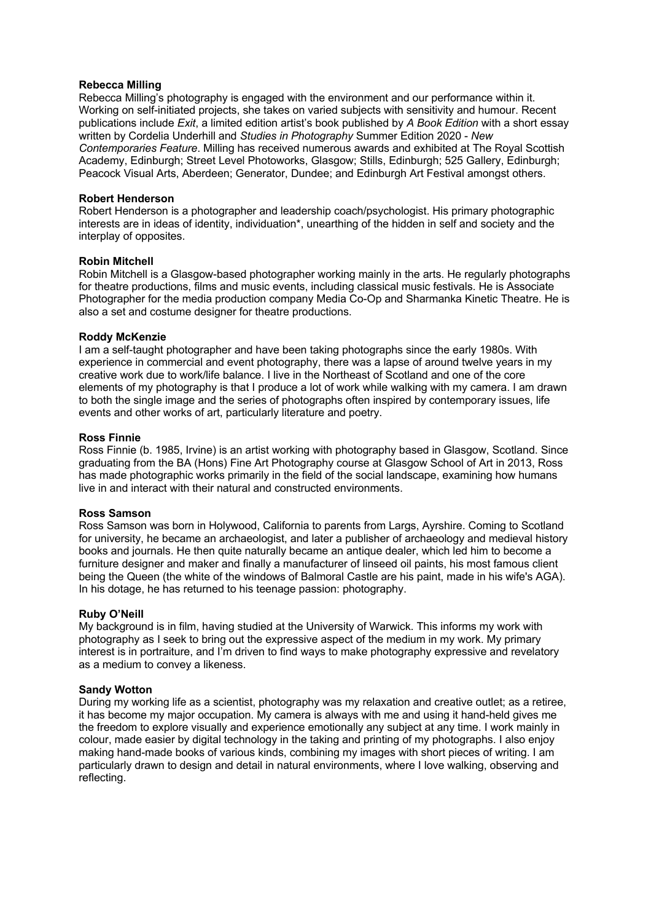**Rebecca Milling**

Rebecca Milling's photography is engaged with the environment and our performance within it. Working on self-initiated projects, she takes on varied subjects with sensitivity and humour. Recent publications include *Exit*, a limited edition artist's book published by *A Book Edition* with a short essay written by Cordelia Underhill and *Studies in Photography* Summer Edition 2020 - *New Contemporaries Feature*. Milling has received numerous awards and exhibited at The Royal Scottish Academy, Edinburgh; Street Level Photoworks, Glasgow; Stills, Edinburgh; 525 Gallery, Edinburgh; Peacock Visual Arts, Aberdeen; Generator, Dundee; and Edinburgh Art Festival amongst others.

**Robert Henderson**

Robert Henderson is a photographer and leadership coach/psychologist. His primary photographic interests are in ideas of identity, individuation*, unearthing of the hidden in self and society and the interplay of opposites.

**Robin Mitchell**

Robin Mitchell is a Glasgow-based photographer working mainly in the arts. He regularly photographs for theatre productions, films and music events, including classical music festivals. He is Associate Photographer for the media production company Media Co-Op and Sharmanka Kinetic Theatre. He is also a set and costume designer for theatre productions.

**Roddy McKenzie**

I am a self-taught photographer and have been taking photographs since the early 1980s. With experience in commercial and event photography, there was a lapse of around twelve years in my creative work due to work/life balance. I live in the Northeast of Scotland and one of the core elements of my photography is that I produce a lot of work while walking with my camera. I am drawn to both the single image and the series of photographs often inspired by contemporary issues, life events and other works of art, particularly literature and poetry.

**Ross Finnie**

Ross Finnie (b. 1985, Irvine) is an artist working with photography based in Glasgow, Scotland. Since graduating from the BA (Hons) Fine Art Photography course at Glasgow School of Art in 2013, Ross has made photographic works primarily in the field of the social landscape, examining how humans live in and interact with their natural and constructed environments.

**Ross Samson**

Ross Samson was born in Holywood, California to parents from Largs, Ayrshire. Coming to Scotland for university, he became an archaeologist, and later a publisher of archaeology and medieval history books and journals. He then quite naturally became an antique dealer, which led him to become a furniture designer and maker and finally a manufacturer of linseed oil paints, his most famous client being the Queen (the white of the windows of Balmoral Castle are his paint, made in his wife's AGA). In his dotage, he has returned to his teenage passion: photography.

**Ruby O'Neill**

My background is in film, having studied at the University of Warwick. This informs my work with photography as I seek to bring out the expressive aspect of the medium in my work. My primary interest is in portraiture, and I'm driven to find ways to make photography expressive and revelatory as a medium to convey a likeness.

**Sandy Wotton**

During my working life as a scientist, photography was my relaxation and creative outlet; as a retiree, it has become my major occupation. My camera is always with me and using it hand-held gives me the freedom to explore visually and experience emotionally any subject at any time. I work mainly in colour, made easier by digital technology in the taking and printing of my photographs. I also enjoy making hand-made books of various kinds, combining my images with short pieces of writing. I am particularly drawn to design and detail in natural environments, where I love walking, observing and reflecting.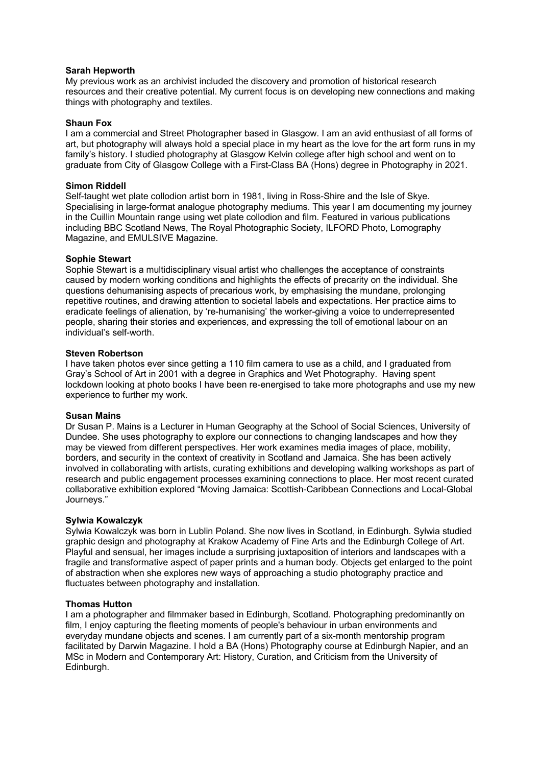**Sarah Hepworth**
My previous work as an archivist included the discovery and promotion of historical research resources and their creative potential. My current focus is on developing new connections and making things with photography and textiles.

**Shaun Fox**
I am a commercial and Street Photographer based in Glasgow. I am an avid enthusiast of all forms of art, but photography will always hold a special place in my heart as the love for the art form runs in my family's history. I studied photography at Glasgow Kelvin college after high school and went on to graduate from City of Glasgow College with a First-Class BA (Hons) degree in Photography in 2021.

**Simon Riddell**
Self-taught wet plate collodion artist born in 1981, living in Ross-Shire and the Isle of Skye. Specialising in large-format analogue photography mediums. This year I am documenting my journey in the Cuillin Mountain range using wet plate collodion and film. Featured in various publications including BBC Scotland News, The Royal Photographic Society, ILFORD Photo, Lomography Magazine, and EMULSIVE Magazine.

**Sophie Stewart**
Sophie Stewart is a multidisciplinary visual artist who challenges the acceptance of constraints caused by modern working conditions and highlights the effects of precarity on the individual. She questions dehumanising aspects of precarious work, by emphasising the mundane, prolonging repetitive routines, and drawing attention to societal labels and expectations. Her practice aims to eradicate feelings of alienation, by 're-humanising' the worker-giving a voice to underrepresented people, sharing their stories and experiences, and expressing the toll of emotional labour on an individual's self-worth.

**Steven Robertson**
I have taken photos ever since getting a 110 film camera to use as a child, and I graduated from Gray's School of Art in 2001 with a degree in Graphics and Wet Photography. Having spent lockdown looking at photo books I have been re-energised to take more photographs and use my new experience to further my work.

**Susan Mains**
Dr Susan P. Mains is a Lecturer in Human Geography at the School of Social Sciences, University of Dundee. She uses photography to explore our connections to changing landscapes and how they may be viewed from different perspectives. Her work examines media images of place, mobility, borders, and security in the context of creativity in Scotland and Jamaica. She has been actively involved in collaborating with artists, curating exhibitions and developing walking workshops as part of research and public engagement processes examining connections to place. Her most recent curated collaborative exhibition explored "Moving Jamaica: Scottish-Caribbean Connections and Local-Global Journeys."

**Sylwia Kowalczyk**
Sylwia Kowalczyk was born in Lublin Poland. She now lives in Scotland, in Edinburgh. Sylwia studied graphic design and photography at Krakow Academy of Fine Arts and the Edinburgh College of Art. Playful and sensual, her images include a surprising juxtaposition of interiors and landscapes with a fragile and transformative aspect of paper prints and a human body. Objects get enlarged to the point of abstraction when she explores new ways of approaching a studio photography practice and fluctuates between photography and installation.

**Thomas Hutton**
I am a photographer and filmmaker based in Edinburgh, Scotland. Photographing predominantly on film, I enjoy capturing the fleeting moments of people's behaviour in urban environments and everyday mundane objects and scenes. I am currently part of a six-month mentorship program facilitated by Darwin Magazine. I hold a BA (Hons) Photography course at Edinburgh Napier, and an MSc in Modern and Contemporary Art: History, Curation, and Criticism from the University of Edinburgh.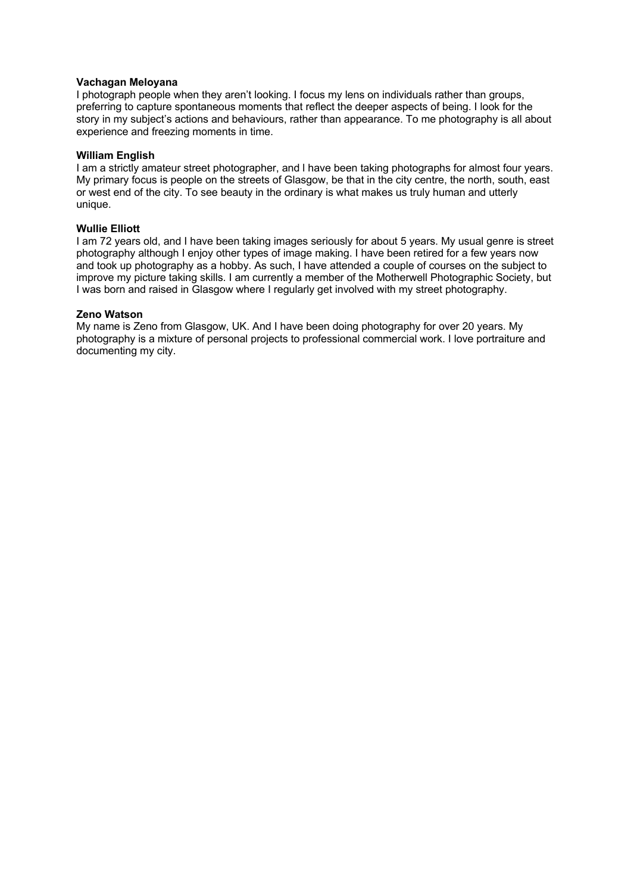**Vachagan Meloyana**
I photograph people when they aren't looking. I focus my lens on individuals rather than groups, preferring to capture spontaneous moments that reflect the deeper aspects of being. I look for the story in my subject's actions and behaviours, rather than appearance. To me photography is all about experience and freezing moments in time.

**William English**
I am a strictly amateur street photographer, and I have been taking photographs for almost four years. My primary focus is people on the streets of Glasgow, be that in the city centre, the north, south, east or west end of the city. To see beauty in the ordinary is what makes us truly human and utterly unique.

**Wullie Elliott**
I am 72 years old, and I have been taking images seriously for about 5 years. My usual genre is street photography although I enjoy other types of image making. I have been retired for a few years now and took up photography as a hobby. As such, I have attended a couple of courses on the subject to improve my picture taking skills. I am currently a member of the Motherwell Photographic Society, but I was born and raised in Glasgow where I regularly get involved with my street photography.

**Zeno Watson**
My name is Zeno from Glasgow, UK. And I have been doing photography for over 20 years. My photography is a mixture of personal projects to professional commercial work. I love portraiture and documenting my city.